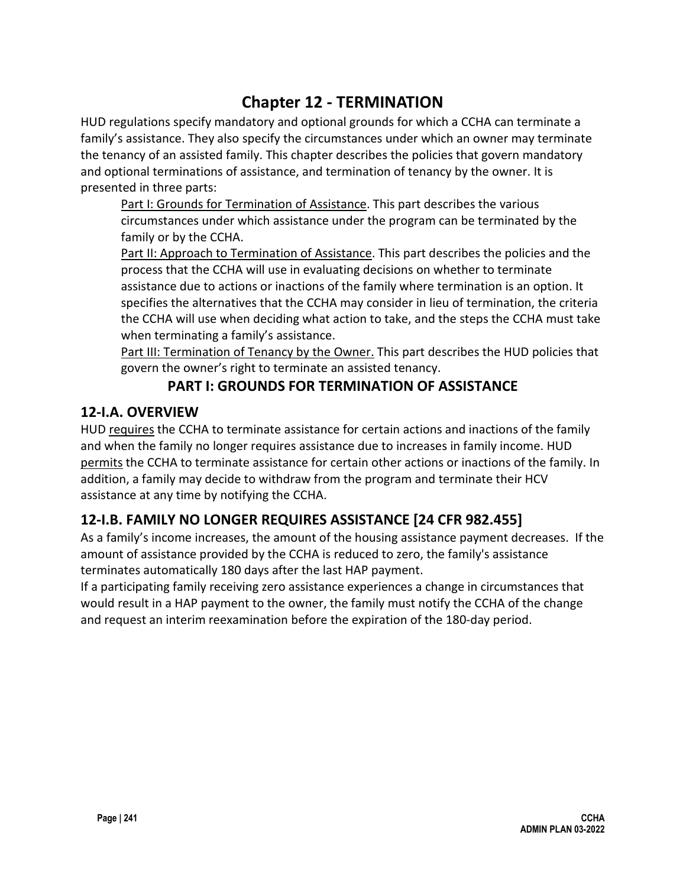# Chapter 12 - TERMINATION

HUD regulations specify mandatory and optional grounds for which a CCHA can terminate a family's assistance. They also specify the circumstances under which an owner may terminate the tenancy of an assisted family. This chapter describes the policies that govern mandatory and optional terminations of assistance, and termination of tenancy by the owner. It is presented in three parts:

Part I: Grounds for Termination of Assistance. This part describes the various circumstances under which assistance under the program can be terminated by the family or by the CCHA.

Part II: Approach to Termination of Assistance. This part describes the policies and the process that the CCHA will use in evaluating decisions on whether to terminate assistance due to actions or inactions of the family where termination is an option. It specifies the alternatives that the CCHA may consider in lieu of termination, the criteria the CCHA will use when deciding what action to take, and the steps the CCHA must take when terminating a family's assistance.

Part III: Termination of Tenancy by the Owner. This part describes the HUD policies that govern the owner's right to terminate an assisted tenancy.

## PART I: GROUNDS FOR TERMINATION OF ASSISTANCE

### 12-I.A. OVERVIEW

HUD requires the CCHA to terminate assistance for certain actions and inactions of the family and when the family no longer requires assistance due to increases in family income. HUD permits the CCHA to terminate assistance for certain other actions or inactions of the family. In addition, a family may decide to withdraw from the program and terminate their HCV assistance at any time by notifying the CCHA.

### 12-I.B. FAMILY NO LONGER REQUIRES ASSISTANCE [24 CFR 982.455]

As a family's income increases, the amount of the housing assistance payment decreases. If the amount of assistance provided by the CCHA is reduced to zero, the family's assistance terminates automatically 180 days after the last HAP payment.

If a participating family receiving zero assistance experiences a change in circumstances that would result in a HAP payment to the owner, the family must notify the CCHA of the change and request an interim reexamination before the expiration of the 180-day period.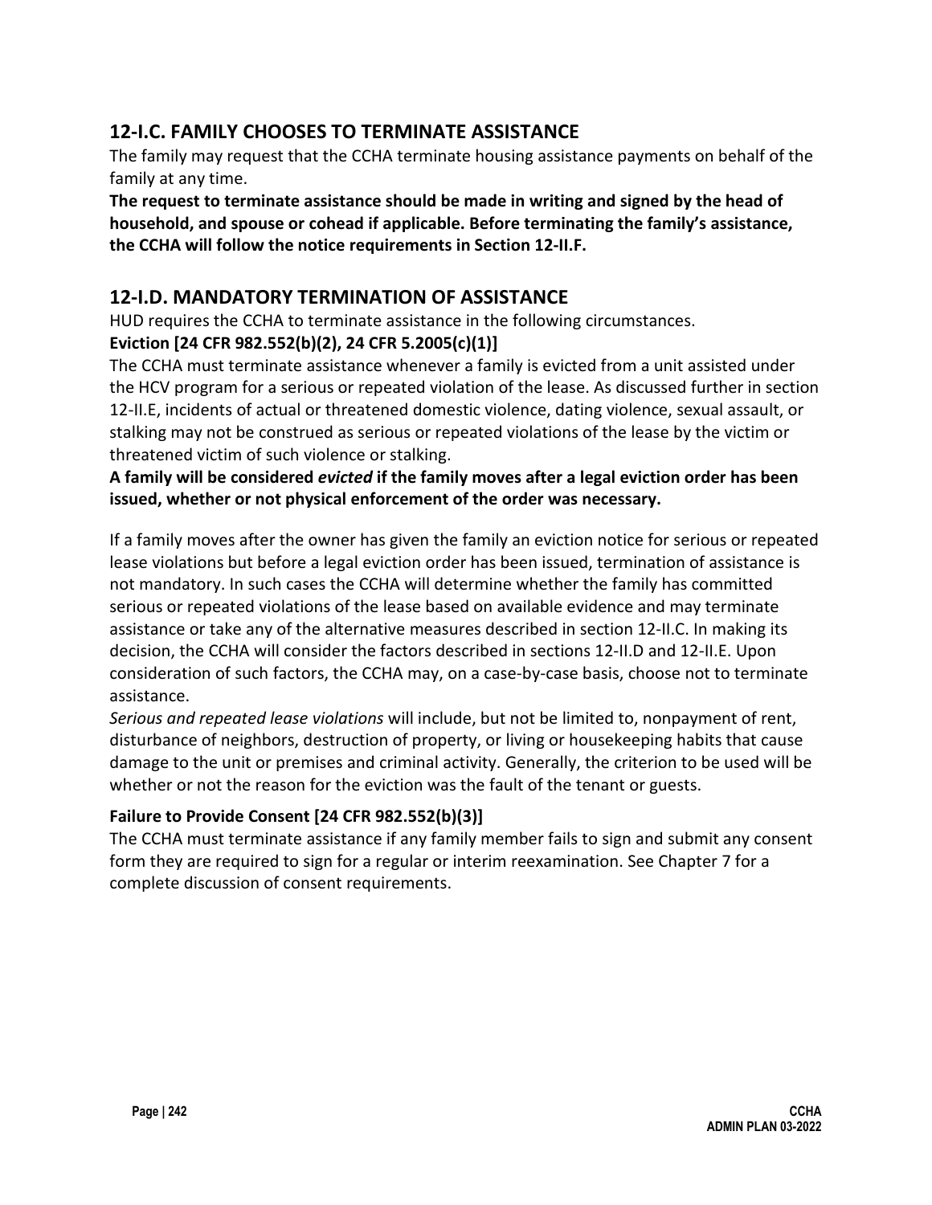## 12-I.C. FAMILY CHOOSES TO TERMINATE ASSISTANCE

The family may request that the CCHA terminate housing assistance payments on behalf of the family at any time.

**The request to terminate assistance should be made in writing and signed by the head of household, and spouse or cohead if applicable. Before terminating the family's assistance, the CCHA will follow the notice requirements in Section 12-II.F.**

## 12-I.D. MANDATORY TERMINATION OF ASSISTANCE

HUD requires the CCHA to terminate assistance in the following circumstances.

**Eviction [24 CFR 982.552(b)(2), 24 CFR 5.2005(c)(1)]**

The CCHA must terminate assistance whenever a family is evicted from a unit assisted under the HCV program for a serious or repeated violation of the lease. As discussed further in section 12-II.E, incidents of actual or threatened domestic violence, dating violence, sexual assault, or stalking may not be construed as serious or repeated violations of the lease by the victim or threatened victim of such violence or stalking.

**A family will be considered *evicted* if the family moves after a legal eviction order has been issued, whether or not physical enforcement of the order was necessary.**

If a family moves after the owner has given the family an eviction notice for serious or repeated lease violations but before a legal eviction order has been issued, termination of assistance is not mandatory. In such cases the CCHA will determine whether the family has committed serious or repeated violations of the lease based on available evidence and may terminate assistance or take any of the alternative measures described in section 12-II.C. In making its decision, the CCHA will consider the factors described in sections 12-II.D and 12-II.E. Upon consideration of such factors, the CCHA may, on a case-by-case basis, choose not to terminate assistance.

*Serious and repeated lease violations* will include, but not be limited to, nonpayment of rent, disturbance of neighbors, destruction of property, or living or housekeeping habits that cause damage to the unit or premises and criminal activity. Generally, the criterion to be used will be whether or not the reason for the eviction was the fault of the tenant or guests.

**Failure to Provide Consent [24 CFR 982.552(b)(3)]**

The CCHA must terminate assistance if any family member fails to sign and submit any consent form they are required to sign for a regular or interim reexamination. See Chapter 7 for a complete discussion of consent requirements.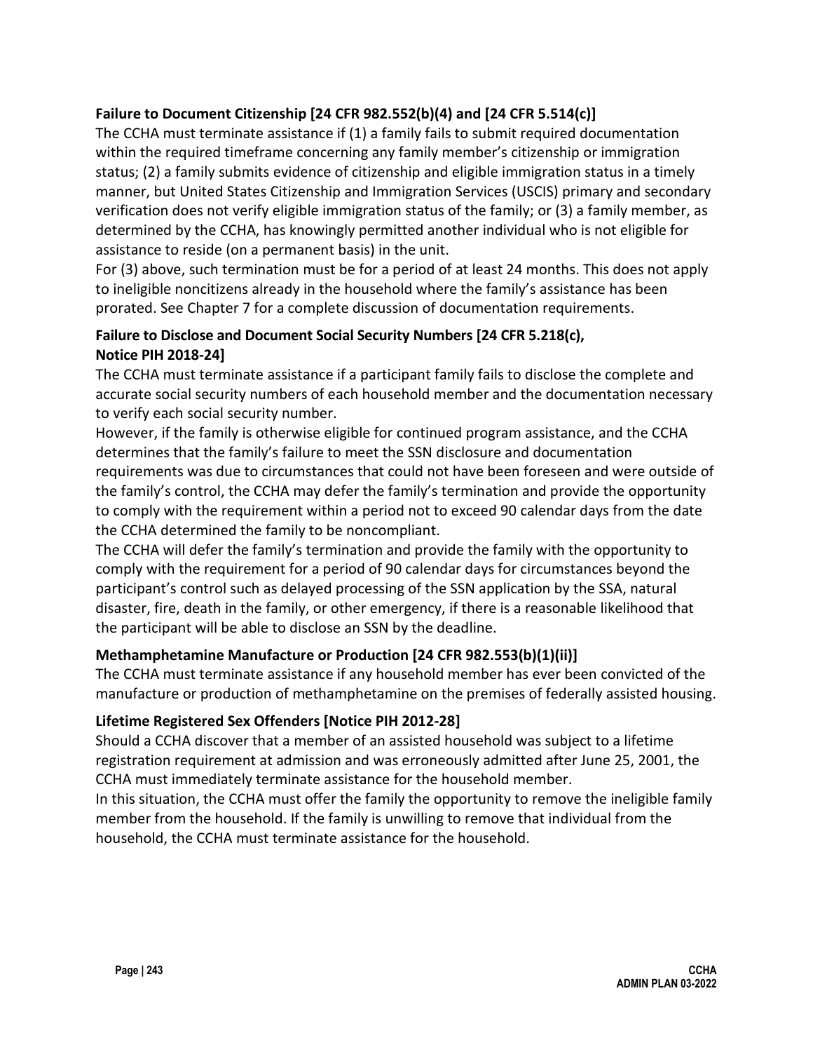### Failure to Document Citizenship [24 CFR 982.552(b)(4) and [24 CFR 5.514(c)]

The CCHA must terminate assistance if (1) a family fails to submit required documentation within the required timeframe concerning any family member's citizenship or immigration status; (2) a family submits evidence of citizenship and eligible immigration status in a timely manner, but United States Citizenship and Immigration Services (USCIS) primary and secondary verification does not verify eligible immigration status of the family; or (3) a family member, as determined by the CCHA, has knowingly permitted another individual who is not eligible for assistance to reside (on a permanent basis) in the unit.

For (3) above, such termination must be for a period of at least 24 months. This does not apply to ineligible noncitizens already in the household where the family's assistance has been prorated. See Chapter 7 for a complete discussion of documentation requirements.

### Failure to Disclose and Document Social Security Numbers [24 CFR 5.218(c), Notice PIH 2018-24]

The CCHA must terminate assistance if a participant family fails to disclose the complete and accurate social security numbers of each household member and the documentation necessary to verify each social security number.

However, if the family is otherwise eligible for continued program assistance, and the CCHA determines that the family's failure to meet the SSN disclosure and documentation requirements was due to circumstances that could not have been foreseen and were outside of the family's control, the CCHA may defer the family's termination and provide the opportunity to comply with the requirement within a period not to exceed 90 calendar days from the date the CCHA determined the family to be noncompliant.

The CCHA will defer the family's termination and provide the family with the opportunity to comply with the requirement for a period of 90 calendar days for circumstances beyond the participant's control such as delayed processing of the SSN application by the SSA, natural disaster, fire, death in the family, or other emergency, if there is a reasonable likelihood that the participant will be able to disclose an SSN by the deadline.

### Methamphetamine Manufacture or Production [24 CFR 982.553(b)(1)(ii)]

The CCHA must terminate assistance if any household member has ever been convicted of the manufacture or production of methamphetamine on the premises of federally assisted housing.

### Lifetime Registered Sex Offenders [Notice PIH 2012-28]

Should a CCHA discover that a member of an assisted household was subject to a lifetime registration requirement at admission and was erroneously admitted after June 25, 2001, the CCHA must immediately terminate assistance for the household member.

In this situation, the CCHA must offer the family the opportunity to remove the ineligible family member from the household. If the family is unwilling to remove that individual from the household, the CCHA must terminate assistance for the household.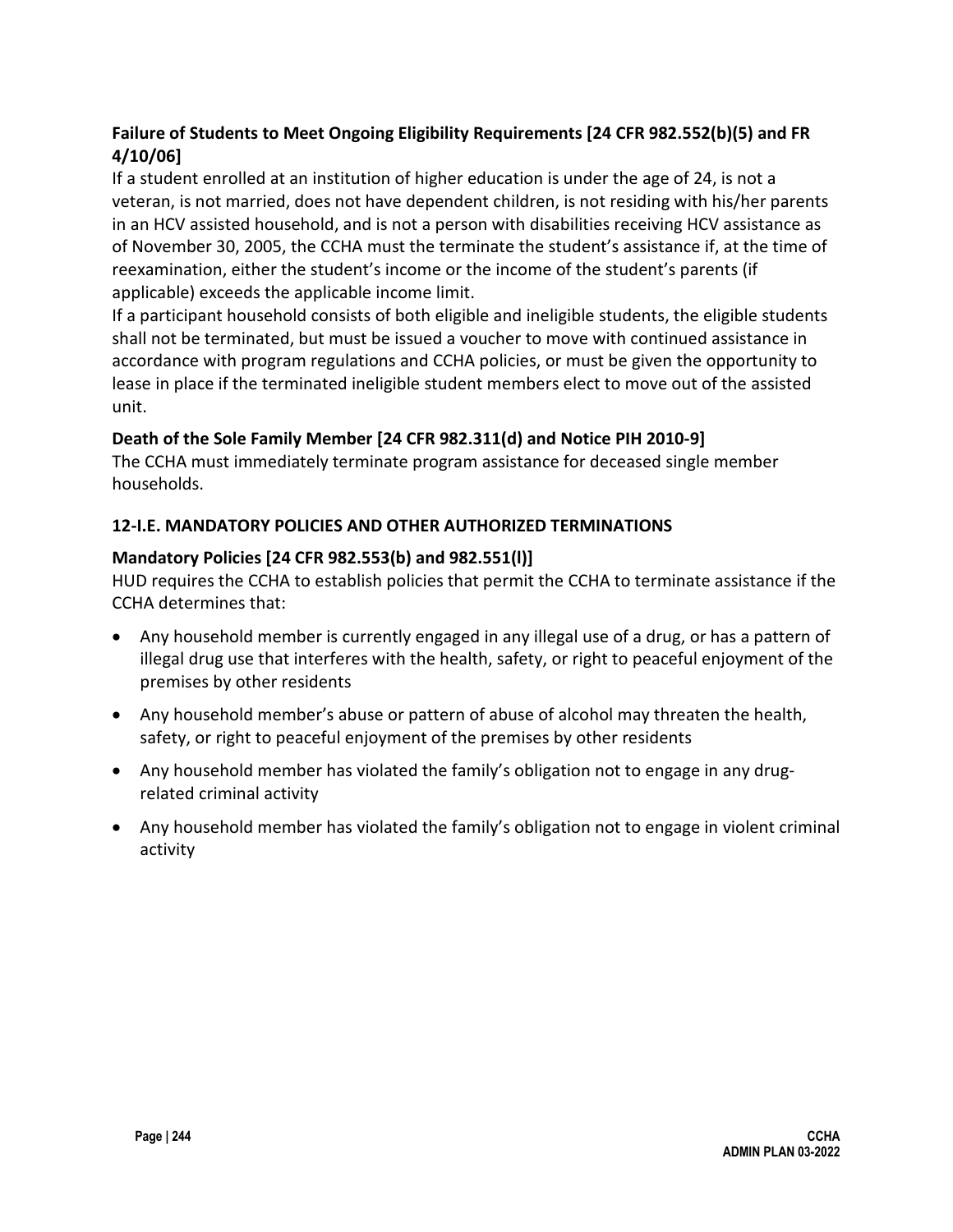### Failure of Students to Meet Ongoing Eligibility Requirements [24 CFR 982.552(b)(5) and FR 4/10/06]

If a student enrolled at an institution of higher education is under the age of 24, is not a veteran, is not married, does not have dependent children, is not residing with his/her parents in an HCV assisted household, and is not a person with disabilities receiving HCV assistance as of November 30, 2005, the CCHA must the terminate the student's assistance if, at the time of reexamination, either the student's income or the income of the student's parents (if applicable) exceeds the applicable income limit.

If a participant household consists of both eligible and ineligible students, the eligible students shall not be terminated, but must be issued a voucher to move with continued assistance in accordance with program regulations and CCHA policies, or must be given the opportunity to lease in place if the terminated ineligible student members elect to move out of the assisted unit.

### Death of the Sole Family Member [24 CFR 982.311(d) and Notice PIH 2010-9]

The CCHA must immediately terminate program assistance for deceased single member households.

## 12-I.E. MANDATORY POLICIES AND OTHER AUTHORIZED TERMINATIONS

### Mandatory Policies [24 CFR 982.553(b) and 982.551(l)]

HUD requires the CCHA to establish policies that permit the CCHA to terminate assistance if the CCHA determines that:

- Any household member is currently engaged in any illegal use of a drug, or has a pattern of illegal drug use that interferes with the health, safety, or right to peaceful enjoyment of the premises by other residents
- Any household member's abuse or pattern of abuse of alcohol may threaten the health, safety, or right to peaceful enjoyment of the premises by other residents
- Any household member has violated the family's obligation not to engage in any drug-related criminal activity
- Any household member has violated the family's obligation not to engage in violent criminal activity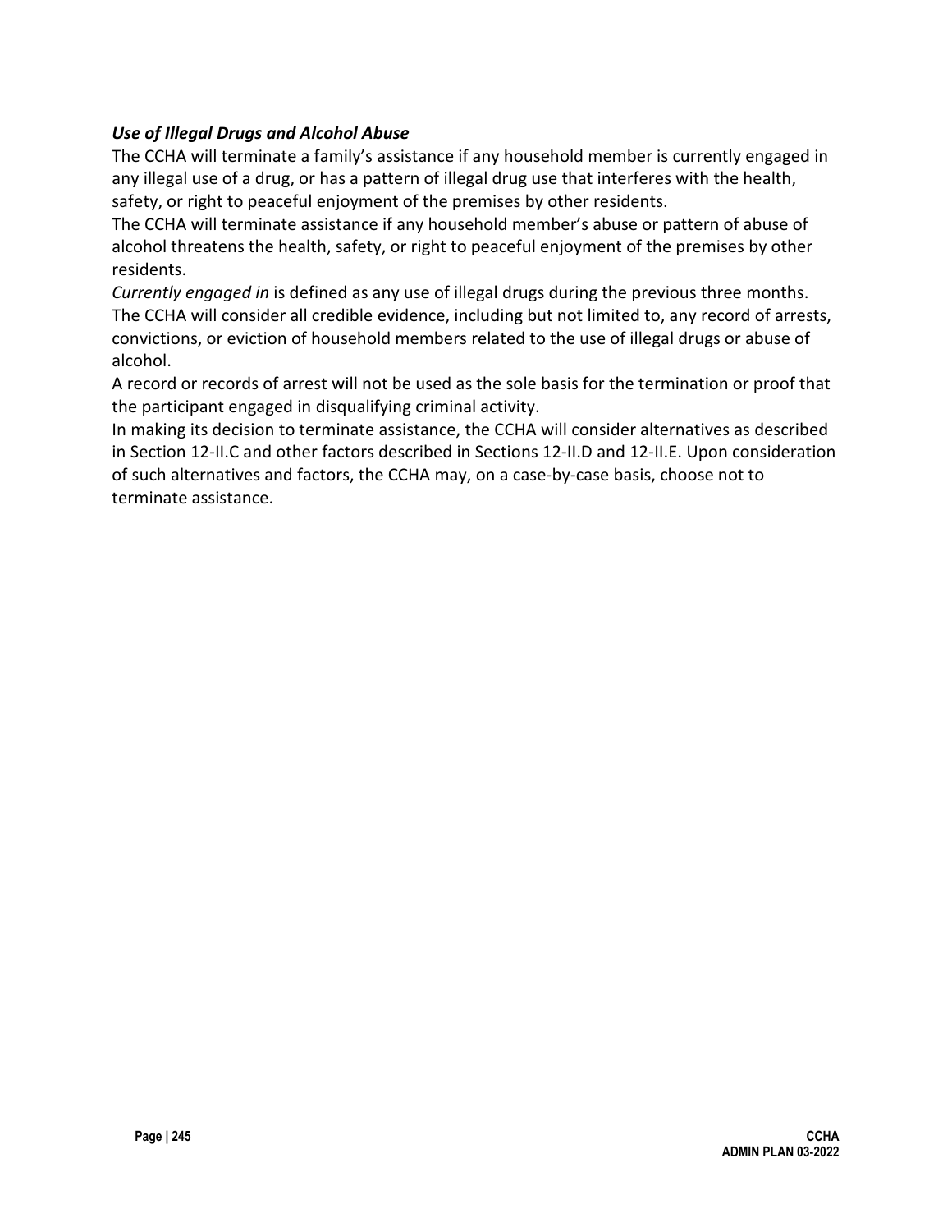***Use of Illegal Drugs and Alcohol Abuse***

The CCHA will terminate a family's assistance if any household member is currently engaged in any illegal use of a drug, or has a pattern of illegal drug use that interferes with the health, safety, or right to peaceful enjoyment of the premises by other residents.

The CCHA will terminate assistance if any household member's abuse or pattern of abuse of alcohol threatens the health, safety, or right to peaceful enjoyment of the premises by other residents.

*Currently engaged in* is defined as any use of illegal drugs during the previous three months.

The CCHA will consider all credible evidence, including but not limited to, any record of arrests, convictions, or eviction of household members related to the use of illegal drugs or abuse of alcohol.

A record or records of arrest will not be used as the sole basis for the termination or proof that the participant engaged in disqualifying criminal activity.

In making its decision to terminate assistance, the CCHA will consider alternatives as described in Section 12-II.C and other factors described in Sections 12-II.D and 12-II.E. Upon consideration of such alternatives and factors, the CCHA may, on a case-by-case basis, choose not to terminate assistance.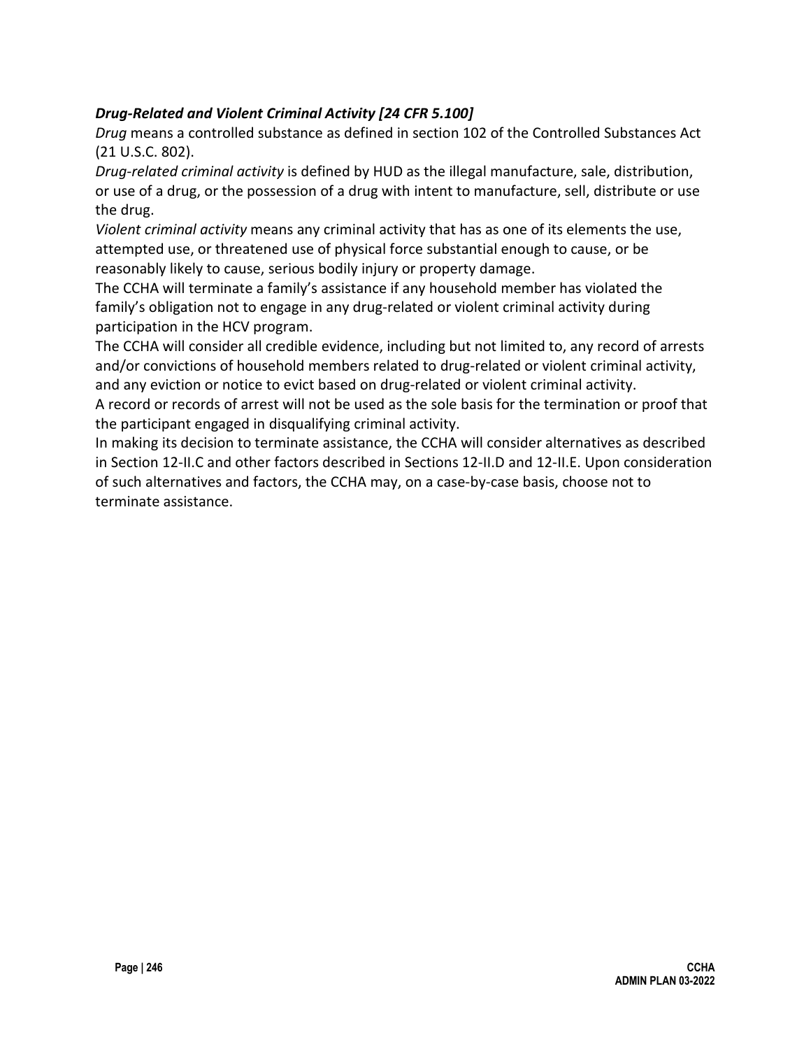### *Drug-Related and Violent Criminal Activity [24 CFR 5.100]*

*Drug* means a controlled substance as defined in section 102 of the Controlled Substances Act (21 U.S.C. 802).

*Drug-related criminal activity* is defined by HUD as the illegal manufacture, sale, distribution, or use of a drug, or the possession of a drug with intent to manufacture, sell, distribute or use the drug.

*Violent criminal activity* means any criminal activity that has as one of its elements the use, attempted use, or threatened use of physical force substantial enough to cause, or be reasonably likely to cause, serious bodily injury or property damage.

The CCHA will terminate a family's assistance if any household member has violated the family's obligation not to engage in any drug-related or violent criminal activity during participation in the HCV program.

The CCHA will consider all credible evidence, including but not limited to, any record of arrests and/or convictions of household members related to drug-related or violent criminal activity, and any eviction or notice to evict based on drug-related or violent criminal activity.

A record or records of arrest will not be used as the sole basis for the termination or proof that the participant engaged in disqualifying criminal activity.

In making its decision to terminate assistance, the CCHA will consider alternatives as described in Section 12-II.C and other factors described in Sections 12-II.D and 12-II.E. Upon consideration of such alternatives and factors, the CCHA may, on a case-by-case basis, choose not to terminate assistance.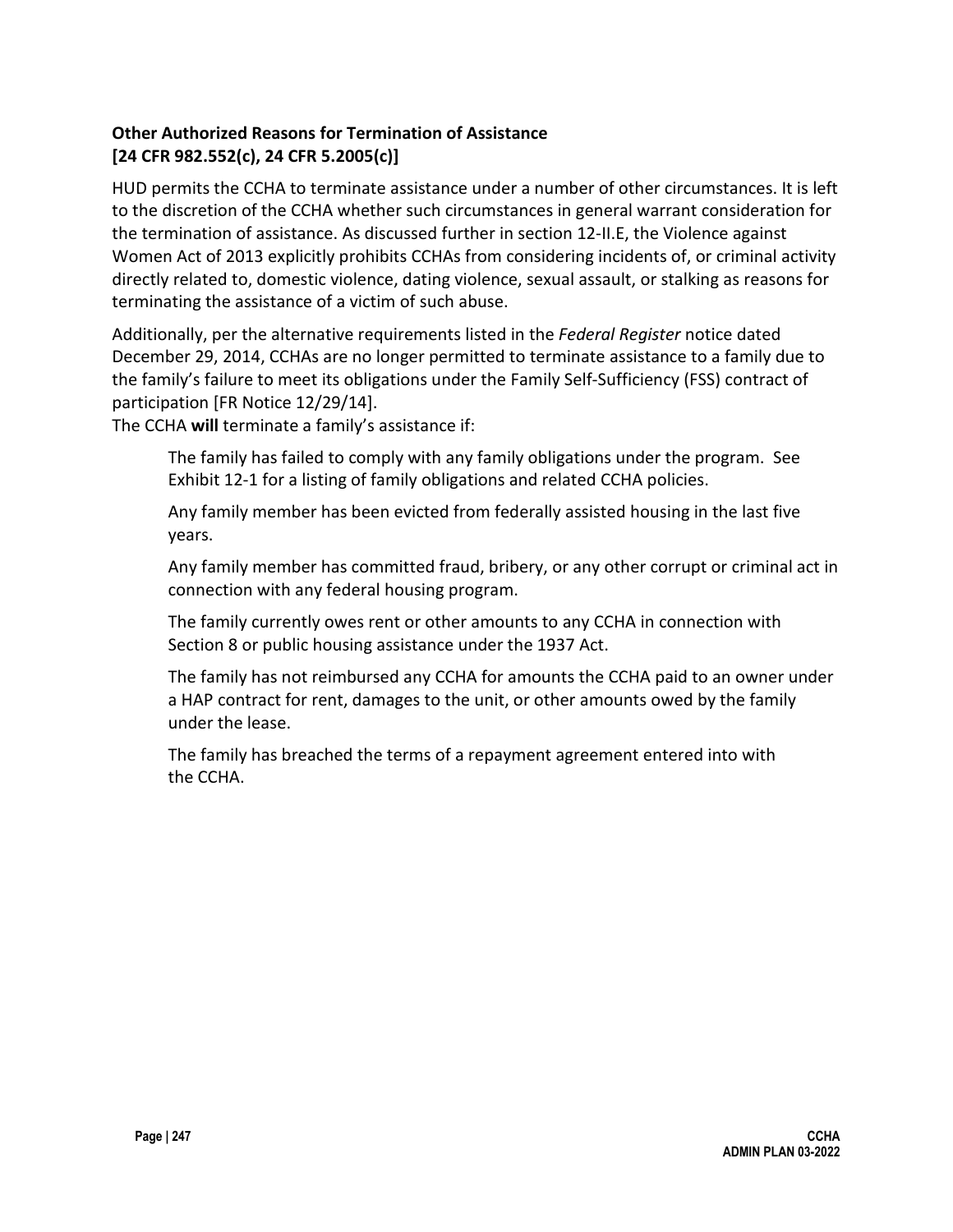**Other Authorized Reasons for Termination of Assistance [24 CFR 982.552(c), 24 CFR 5.2005(c)]**

HUD permits the CCHA to terminate assistance under a number of other circumstances. It is left to the discretion of the CCHA whether such circumstances in general warrant consideration for the termination of assistance. As discussed further in section 12-II.E, the Violence against Women Act of 2013 explicitly prohibits CCHAs from considering incidents of, or criminal activity directly related to, domestic violence, dating violence, sexual assault, or stalking as reasons for terminating the assistance of a victim of such abuse.

Additionally, per the alternative requirements listed in the *Federal Register* notice dated December 29, 2014, CCHAs are no longer permitted to terminate assistance to a family due to the family's failure to meet its obligations under the Family Self-Sufficiency (FSS) contract of participation [FR Notice 12/29/14].

The CCHA **will** terminate a family's assistance if:

> The family has failed to comply with any family obligations under the program. See Exhibit 12-1 for a listing of family obligations and related CCHA policies.
>
> Any family member has been evicted from federally assisted housing in the last five years.
>
> Any family member has committed fraud, bribery, or any other corrupt or criminal act in connection with any federal housing program.
>
> The family currently owes rent or other amounts to any CCHA in connection with Section 8 or public housing assistance under the 1937 Act.
>
> The family has not reimbursed any CCHA for amounts the CCHA paid to an owner under a HAP contract for rent, damages to the unit, or other amounts owed by the family under the lease.
>
> The family has breached the terms of a repayment agreement entered into with the CCHA.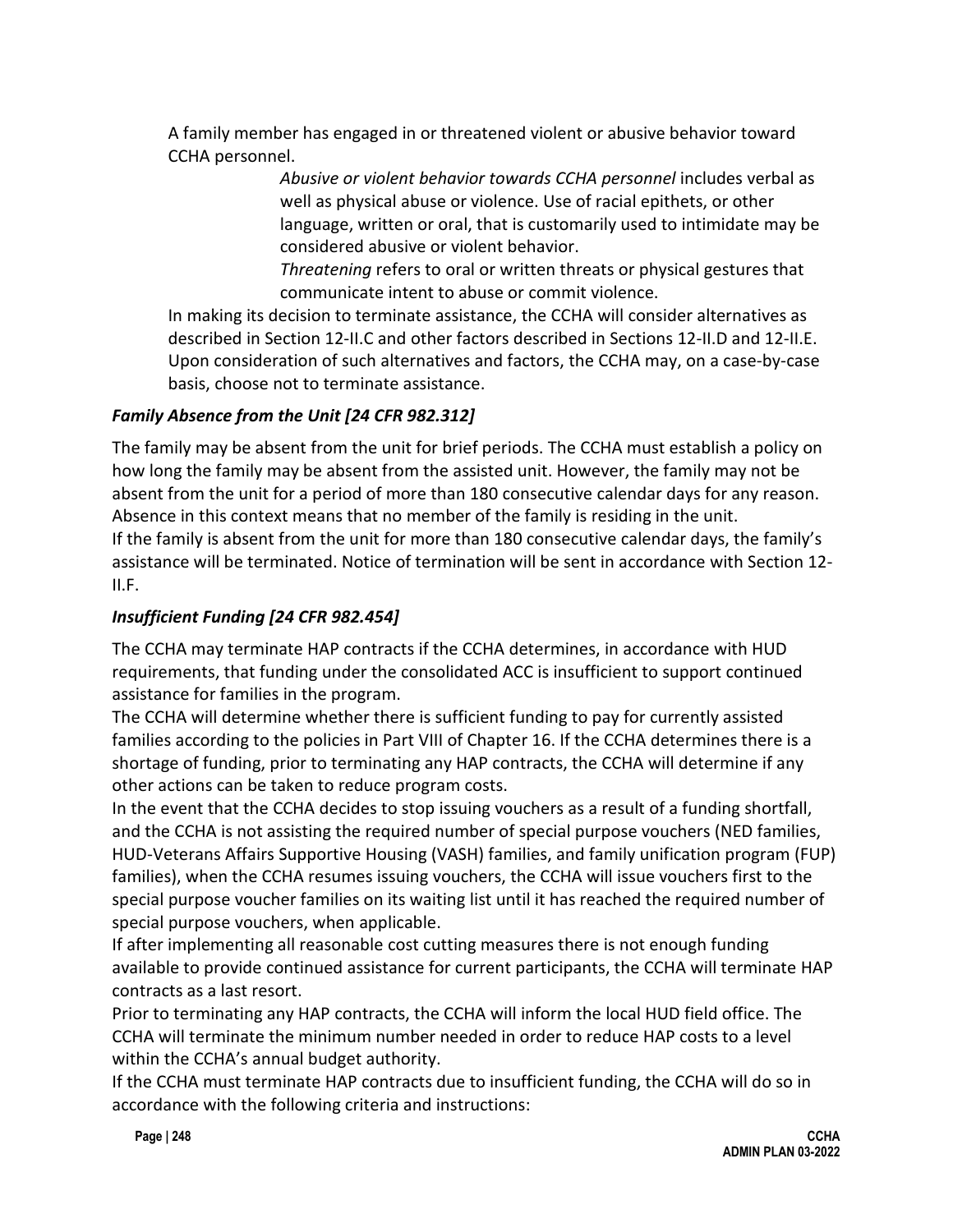A family member has engaged in or threatened violent or abusive behavior toward CCHA personnel.

*Abusive or violent behavior towards CCHA personnel* includes verbal as well as physical abuse or violence. Use of racial epithets, or other language, written or oral, that is customarily used to intimidate may be considered abusive or violent behavior.

*Threatening* refers to oral or written threats or physical gestures that communicate intent to abuse or commit violence.

In making its decision to terminate assistance, the CCHA will consider alternatives as described in Section 12-II.C and other factors described in Sections 12-II.D and 12-II.E. Upon consideration of such alternatives and factors, the CCHA may, on a case-by-case basis, choose not to terminate assistance.

### *Family Absence from the Unit [24 CFR 982.312]*

The family may be absent from the unit for brief periods. The CCHA must establish a policy on how long the family may be absent from the assisted unit. However, the family may not be absent from the unit for a period of more than 180 consecutive calendar days for any reason. Absence in this context means that no member of the family is residing in the unit.

If the family is absent from the unit for more than 180 consecutive calendar days, the family's assistance will be terminated. Notice of termination will be sent in accordance with Section 12-II.F.

### *Insufficient Funding [24 CFR 982.454]*

The CCHA may terminate HAP contracts if the CCHA determines, in accordance with HUD requirements, that funding under the consolidated ACC is insufficient to support continued assistance for families in the program.

The CCHA will determine whether there is sufficient funding to pay for currently assisted families according to the policies in Part VIII of Chapter 16. If the CCHA determines there is a shortage of funding, prior to terminating any HAP contracts, the CCHA will determine if any other actions can be taken to reduce program costs.

In the event that the CCHA decides to stop issuing vouchers as a result of a funding shortfall, and the CCHA is not assisting the required number of special purpose vouchers (NED families, HUD-Veterans Affairs Supportive Housing (VASH) families, and family unification program (FUP) families), when the CCHA resumes issuing vouchers, the CCHA will issue vouchers first to the special purpose voucher families on its waiting list until it has reached the required number of special purpose vouchers, when applicable.

If after implementing all reasonable cost cutting measures there is not enough funding available to provide continued assistance for current participants, the CCHA will terminate HAP contracts as a last resort.

Prior to terminating any HAP contracts, the CCHA will inform the local HUD field office. The CCHA will terminate the minimum number needed in order to reduce HAP costs to a level within the CCHA's annual budget authority.

If the CCHA must terminate HAP contracts due to insufficient funding, the CCHA will do so in accordance with the following criteria and instructions: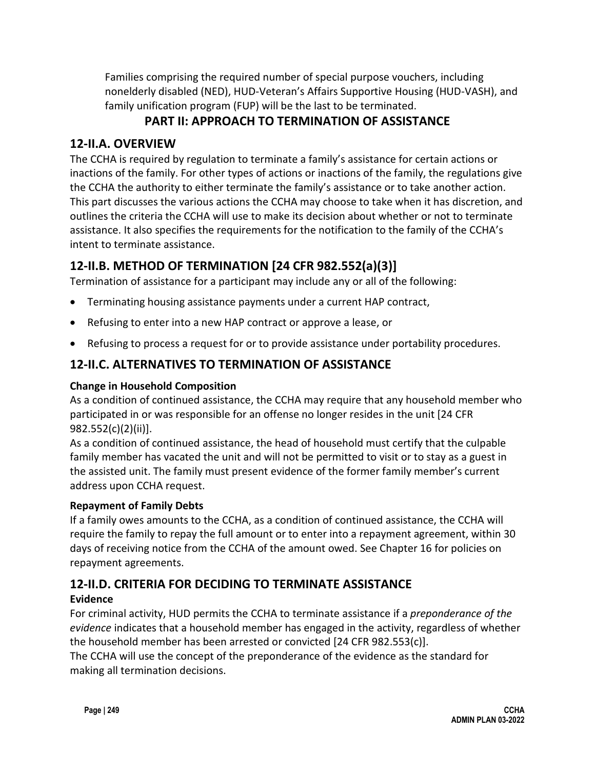Families comprising the required number of special purpose vouchers, including nonelderly disabled (NED), HUD-Veteran's Affairs Supportive Housing (HUD-VASH), and family unification program (FUP) will be the last to be terminated.

# PART II: APPROACH TO TERMINATION OF ASSISTANCE

## 12-II.A. OVERVIEW

The CCHA is required by regulation to terminate a family's assistance for certain actions or inactions of the family. For other types of actions or inactions of the family, the regulations give the CCHA the authority to either terminate the family's assistance or to take another action. This part discusses the various actions the CCHA may choose to take when it has discretion, and outlines the criteria the CCHA will use to make its decision about whether or not to terminate assistance. It also specifies the requirements for the notification to the family of the CCHA's intent to terminate assistance.

## 12-II.B. METHOD OF TERMINATION [24 CFR 982.552(a)(3)]

Termination of assistance for a participant may include any or all of the following:

- Terminating housing assistance payments under a current HAP contract,
- Refusing to enter into a new HAP contract or approve a lease, or
- Refusing to process a request for or to provide assistance under portability procedures.

## 12-II.C. ALTERNATIVES TO TERMINATION OF ASSISTANCE

### Change in Household Composition

As a condition of continued assistance, the CCHA may require that any household member who participated in or was responsible for an offense no longer resides in the unit [24 CFR 982.552(c)(2)(ii)].

As a condition of continued assistance, the head of household must certify that the culpable family member has vacated the unit and will not be permitted to visit or to stay as a guest in the assisted unit. The family must present evidence of the former family member's current address upon CCHA request.

### Repayment of Family Debts

If a family owes amounts to the CCHA, as a condition of continued assistance, the CCHA will require the family to repay the full amount or to enter into a repayment agreement, within 30 days of receiving notice from the CCHA of the amount owed. See Chapter 16 for policies on repayment agreements.

## 12-II.D. CRITERIA FOR DECIDING TO TERMINATE ASSISTANCE

### Evidence

For criminal activity, HUD permits the CCHA to terminate assistance if a *preponderance of the evidence* indicates that a household member has engaged in the activity, regardless of whether the household member has been arrested or convicted [24 CFR 982.553(c)].

The CCHA will use the concept of the preponderance of the evidence as the standard for making all termination decisions.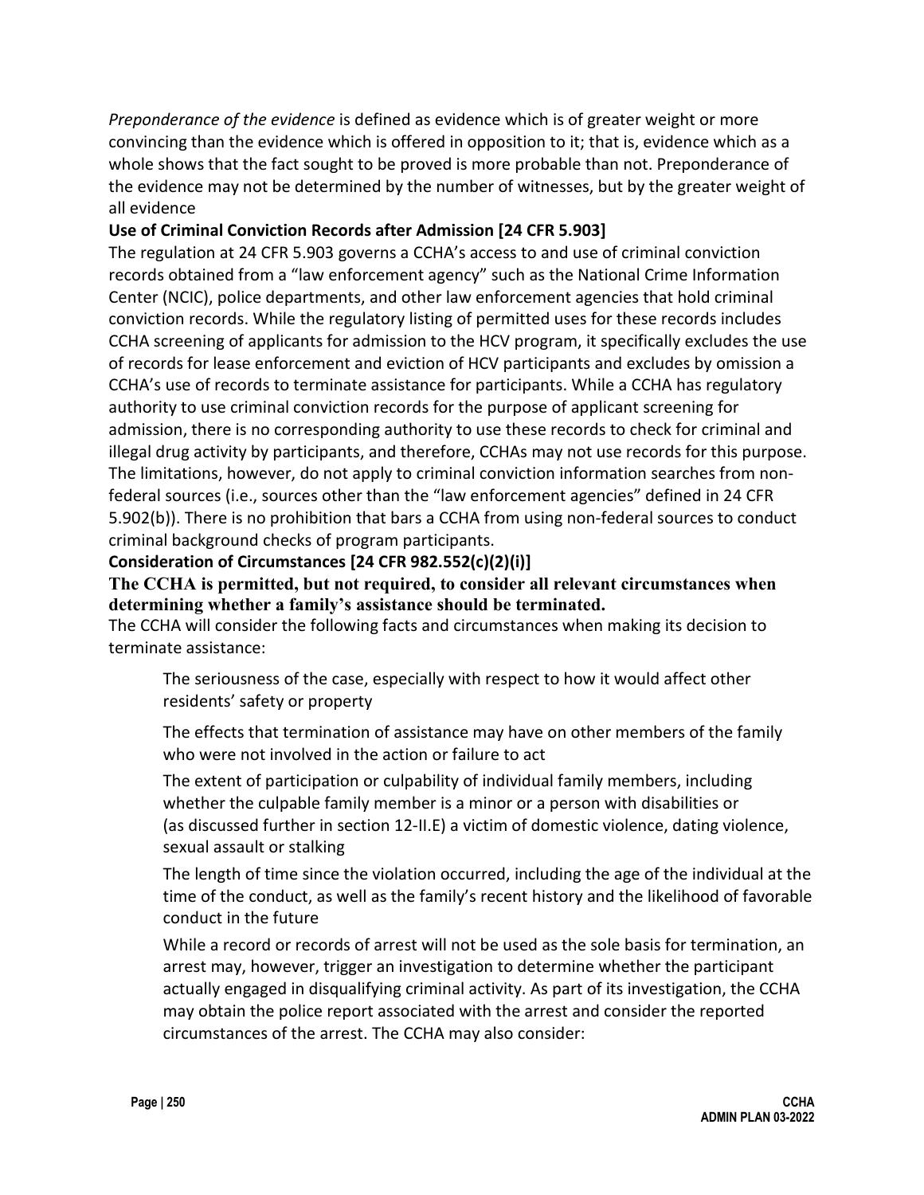*Preponderance of the evidence* is defined as evidence which is of greater weight or more convincing than the evidence which is offered in opposition to it; that is, evidence which as a whole shows that the fact sought to be proved is more probable than not. Preponderance of the evidence may not be determined by the number of witnesses, but by the greater weight of all evidence

**Use of Criminal Conviction Records after Admission [24 CFR 5.903]**

The regulation at 24 CFR 5.903 governs a CCHA's access to and use of criminal conviction records obtained from a "law enforcement agency" such as the National Crime Information Center (NCIC), police departments, and other law enforcement agencies that hold criminal conviction records. While the regulatory listing of permitted uses for these records includes CCHA screening of applicants for admission to the HCV program, it specifically excludes the use of records for lease enforcement and eviction of HCV participants and excludes by omission a CCHA's use of records to terminate assistance for participants. While a CCHA has regulatory authority to use criminal conviction records for the purpose of applicant screening for admission, there is no corresponding authority to use these records to check for criminal and illegal drug activity by participants, and therefore, CCHAs may not use records for this purpose. The limitations, however, do not apply to criminal conviction information searches from non-federal sources (i.e., sources other than the "law enforcement agencies" defined in 24 CFR 5.902(b)). There is no prohibition that bars a CCHA from using non-federal sources to conduct criminal background checks of program participants.

**Consideration of Circumstances [24 CFR 982.552(c)(2)(i)]**

**The CCHA is permitted, but not required, to consider all relevant circumstances when determining whether a family's assistance should be terminated.**

The CCHA will consider the following facts and circumstances when making its decision to terminate assistance:

The seriousness of the case, especially with respect to how it would affect other residents' safety or property

The effects that termination of assistance may have on other members of the family who were not involved in the action or failure to act

The extent of participation or culpability of individual family members, including whether the culpable family member is a minor or a person with disabilities or (as discussed further in section 12-II.E) a victim of domestic violence, dating violence, sexual assault or stalking

The length of time since the violation occurred, including the age of the individual at the time of the conduct, as well as the family's recent history and the likelihood of favorable conduct in the future

While a record or records of arrest will not be used as the sole basis for termination, an arrest may, however, trigger an investigation to determine whether the participant actually engaged in disqualifying criminal activity. As part of its investigation, the CCHA may obtain the police report associated with the arrest and consider the reported circumstances of the arrest. The CCHA may also consider: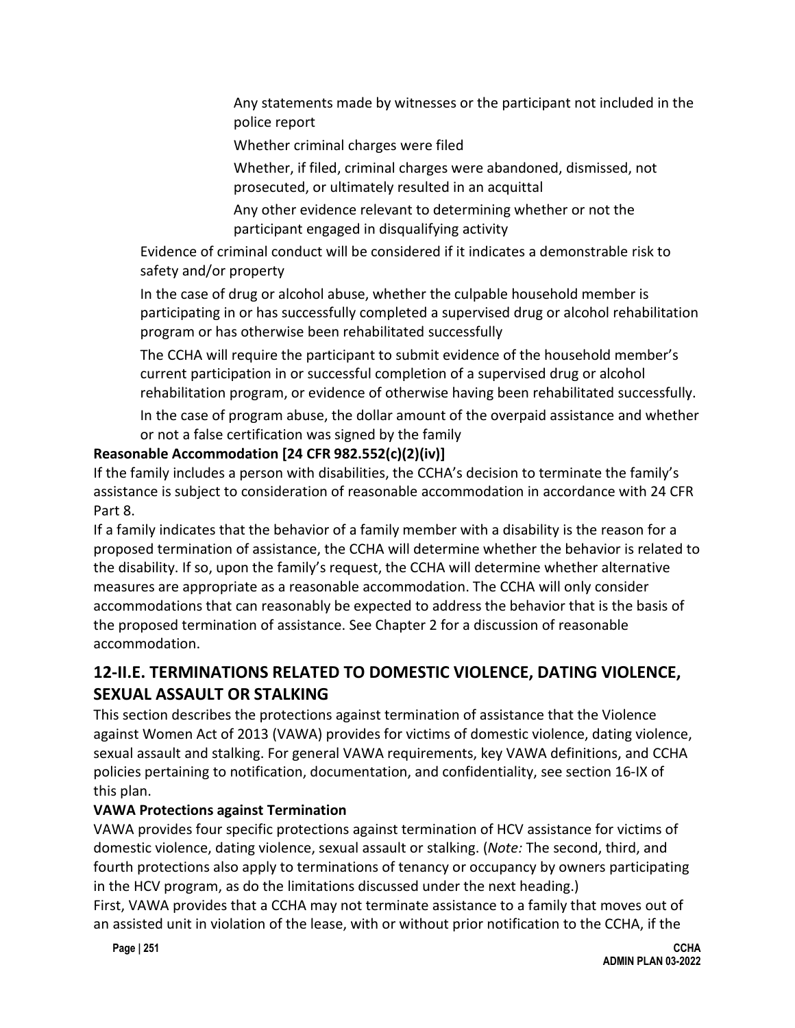Any statements made by witnesses or the participant not included in the police report

Whether criminal charges were filed

Whether, if filed, criminal charges were abandoned, dismissed, not prosecuted, or ultimately resulted in an acquittal

Any other evidence relevant to determining whether or not the participant engaged in disqualifying activity

Evidence of criminal conduct will be considered if it indicates a demonstrable risk to safety and/or property

In the case of drug or alcohol abuse, whether the culpable household member is participating in or has successfully completed a supervised drug or alcohol rehabilitation program or has otherwise been rehabilitated successfully

The CCHA will require the participant to submit evidence of the household member's current participation in or successful completion of a supervised drug or alcohol rehabilitation program, or evidence of otherwise having been rehabilitated successfully.

In the case of program abuse, the dollar amount of the overpaid assistance and whether or not a false certification was signed by the family

**Reasonable Accommodation [24 CFR 982.552(c)(2)(iv)]**

If the family includes a person with disabilities, the CCHA's decision to terminate the family's assistance is subject to consideration of reasonable accommodation in accordance with 24 CFR Part 8.

If a family indicates that the behavior of a family member with a disability is the reason for a proposed termination of assistance, the CCHA will determine whether the behavior is related to the disability. If so, upon the family's request, the CCHA will determine whether alternative measures are appropriate as a reasonable accommodation. The CCHA will only consider accommodations that can reasonably be expected to address the behavior that is the basis of the proposed termination of assistance. See Chapter 2 for a discussion of reasonable accommodation.

## 12-II.E. TERMINATIONS RELATED TO DOMESTIC VIOLENCE, DATING VIOLENCE, SEXUAL ASSAULT OR STALKING

This section describes the protections against termination of assistance that the Violence against Women Act of 2013 (VAWA) provides for victims of domestic violence, dating violence, sexual assault and stalking. For general VAWA requirements, key VAWA definitions, and CCHA policies pertaining to notification, documentation, and confidentiality, see section 16-IX of this plan.

**VAWA Protections against Termination**

VAWA provides four specific protections against termination of HCV assistance for victims of domestic violence, dating violence, sexual assault or stalking. (*Note:* The second, third, and fourth protections also apply to terminations of tenancy or occupancy by owners participating in the HCV program, as do the limitations discussed under the next heading.)

First, VAWA provides that a CCHA may not terminate assistance to a family that moves out of an assisted unit in violation of the lease, with or without prior notification to the CCHA, if the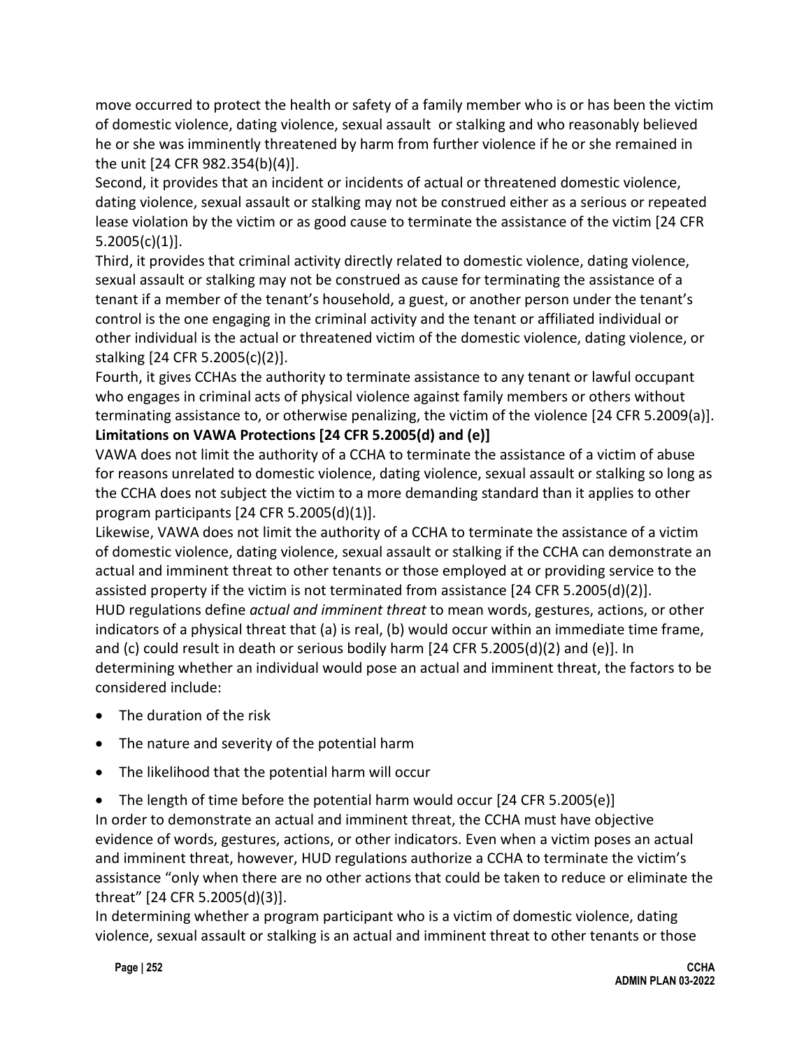move occurred to protect the health or safety of a family member who is or has been the victim of domestic violence, dating violence, sexual assault or stalking and who reasonably believed he or she was imminently threatened by harm from further violence if he or she remained in the unit [24 CFR 982.354(b)(4)].

Second, it provides that an incident or incidents of actual or threatened domestic violence, dating violence, sexual assault or stalking may not be construed either as a serious or repeated lease violation by the victim or as good cause to terminate the assistance of the victim [24 CFR 5.2005(c)(1)].

Third, it provides that criminal activity directly related to domestic violence, dating violence, sexual assault or stalking may not be construed as cause for terminating the assistance of a tenant if a member of the tenant's household, a guest, or another person under the tenant's control is the one engaging in the criminal activity and the tenant or affiliated individual or other individual is the actual or threatened victim of the domestic violence, dating violence, or stalking [24 CFR 5.2005(c)(2)].

Fourth, it gives CCHAs the authority to terminate assistance to any tenant or lawful occupant who engages in criminal acts of physical violence against family members or others without terminating assistance to, or otherwise penalizing, the victim of the violence [24 CFR 5.2009(a)].

**Limitations on VAWA Protections [24 CFR 5.2005(d) and (e)]**

VAWA does not limit the authority of a CCHA to terminate the assistance of a victim of abuse for reasons unrelated to domestic violence, dating violence, sexual assault or stalking so long as the CCHA does not subject the victim to a more demanding standard than it applies to other program participants [24 CFR 5.2005(d)(1)].

Likewise, VAWA does not limit the authority of a CCHA to terminate the assistance of a victim of domestic violence, dating violence, sexual assault or stalking if the CCHA can demonstrate an actual and imminent threat to other tenants or those employed at or providing service to the assisted property if the victim is not terminated from assistance [24 CFR 5.2005(d)(2)].

HUD regulations define *actual and imminent threat* to mean words, gestures, actions, or other indicators of a physical threat that (a) is real, (b) would occur within an immediate time frame, and (c) could result in death or serious bodily harm [24 CFR 5.2005(d)(2) and (e)]. In determining whether an individual would pose an actual and imminent threat, the factors to be considered include:

- The duration of the risk
- The nature and severity of the potential harm
- The likelihood that the potential harm will occur
- The length of time before the potential harm would occur [24 CFR 5.2005(e)]

In order to demonstrate an actual and imminent threat, the CCHA must have objective evidence of words, gestures, actions, or other indicators. Even when a victim poses an actual and imminent threat, however, HUD regulations authorize a CCHA to terminate the victim's assistance "only when there are no other actions that could be taken to reduce or eliminate the threat" [24 CFR 5.2005(d)(3)].

In determining whether a program participant who is a victim of domestic violence, dating violence, sexual assault or stalking is an actual and imminent threat to other tenants or those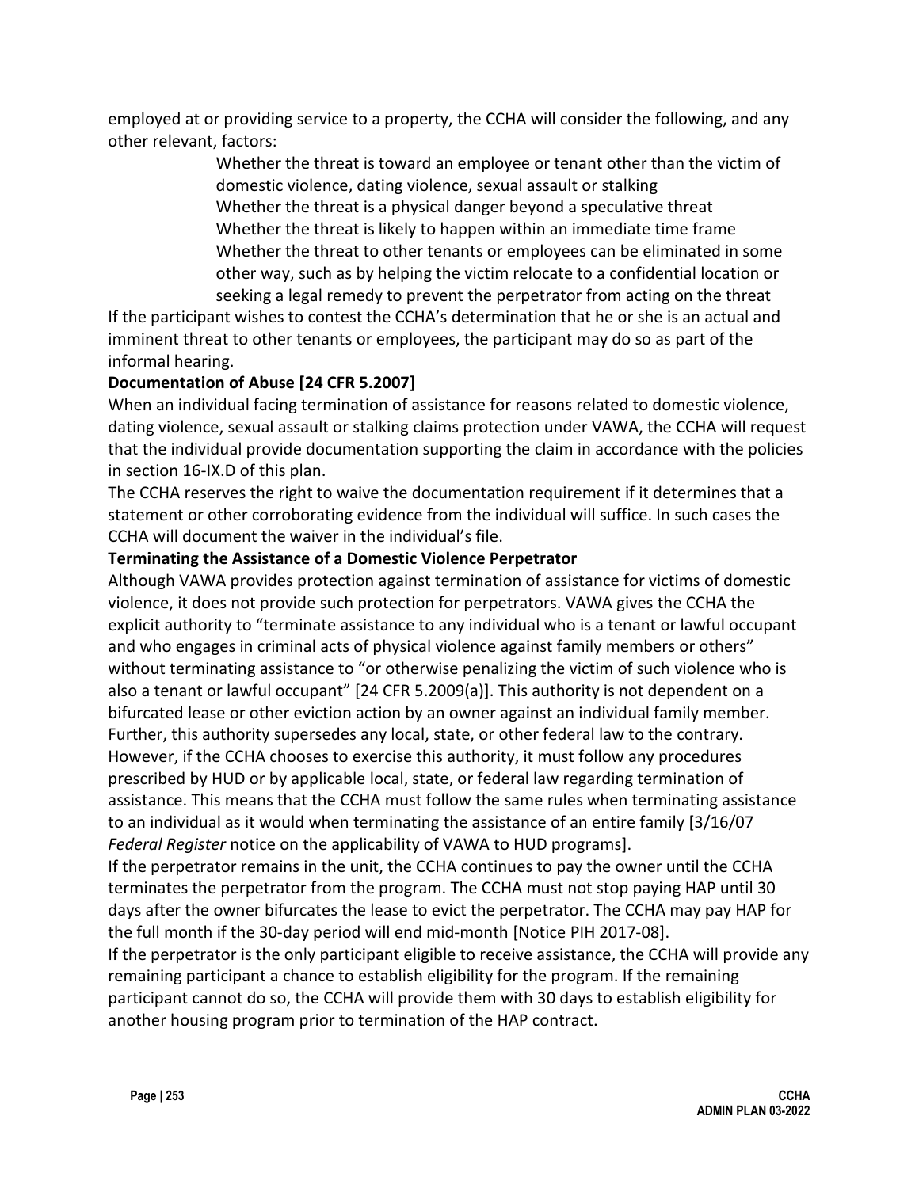employed at or providing service to a property, the CCHA will consider the following, and any other relevant, factors:

- Whether the threat is toward an employee or tenant other than the victim of domestic violence, dating violence, sexual assault or stalking
- Whether the threat is a physical danger beyond a speculative threat
- Whether the threat is likely to happen within an immediate time frame
- Whether the threat to other tenants or employees can be eliminated in some other way, such as by helping the victim relocate to a confidential location or seeking a legal remedy to prevent the perpetrator from acting on the threat

If the participant wishes to contest the CCHA's determination that he or she is an actual and imminent threat to other tenants or employees, the participant may do so as part of the informal hearing.

**Documentation of Abuse [24 CFR 5.2007]**

When an individual facing termination of assistance for reasons related to domestic violence, dating violence, sexual assault or stalking claims protection under VAWA, the CCHA will request that the individual provide documentation supporting the claim in accordance with the policies in section 16-IX.D of this plan.

The CCHA reserves the right to waive the documentation requirement if it determines that a statement or other corroborating evidence from the individual will suffice. In such cases the CCHA will document the waiver in the individual's file.

**Terminating the Assistance of a Domestic Violence Perpetrator**

Although VAWA provides protection against termination of assistance for victims of domestic violence, it does not provide such protection for perpetrators. VAWA gives the CCHA the explicit authority to "terminate assistance to any individual who is a tenant or lawful occupant and who engages in criminal acts of physical violence against family members or others" without terminating assistance to "or otherwise penalizing the victim of such violence who is also a tenant or lawful occupant" [24 CFR 5.2009(a)]. This authority is not dependent on a bifurcated lease or other eviction action by an owner against an individual family member. Further, this authority supersedes any local, state, or other federal law to the contrary. However, if the CCHA chooses to exercise this authority, it must follow any procedures prescribed by HUD or by applicable local, state, or federal law regarding termination of assistance. This means that the CCHA must follow the same rules when terminating assistance to an individual as it would when terminating the assistance of an entire family [3/16/07 *Federal Register* notice on the applicability of VAWA to HUD programs].

If the perpetrator remains in the unit, the CCHA continues to pay the owner until the CCHA terminates the perpetrator from the program. The CCHA must not stop paying HAP until 30 days after the owner bifurcates the lease to evict the perpetrator. The CCHA may pay HAP for the full month if the 30-day period will end mid-month [Notice PIH 2017-08].

If the perpetrator is the only participant eligible to receive assistance, the CCHA will provide any remaining participant a chance to establish eligibility for the program. If the remaining participant cannot do so, the CCHA will provide them with 30 days to establish eligibility for another housing program prior to termination of the HAP contract.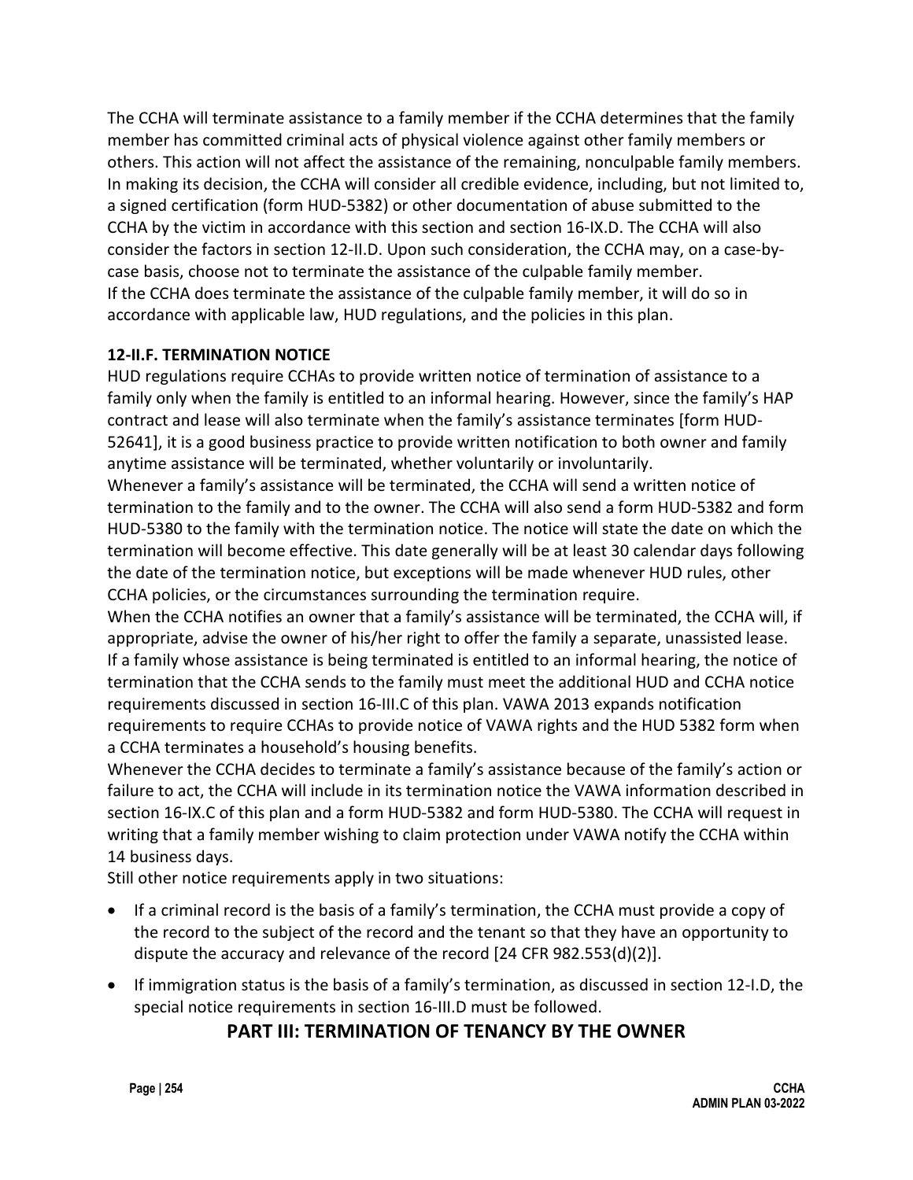The CCHA will terminate assistance to a family member if the CCHA determines that the family member has committed criminal acts of physical violence against other family members or others. This action will not affect the assistance of the remaining, nonculpable family members. In making its decision, the CCHA will consider all credible evidence, including, but not limited to, a signed certification (form HUD-5382) or other documentation of abuse submitted to the CCHA by the victim in accordance with this section and section 16-IX.D. The CCHA will also consider the factors in section 12-II.D. Upon such consideration, the CCHA may, on a case-by-case basis, choose not to terminate the assistance of the culpable family member.
If the CCHA does terminate the assistance of the culpable family member, it will do so in accordance with applicable law, HUD regulations, and the policies in this plan.

**12-II.F. TERMINATION NOTICE**

HUD regulations require CCHAs to provide written notice of termination of assistance to a family only when the family is entitled to an informal hearing. However, since the family's HAP contract and lease will also terminate when the family's assistance terminates [form HUD-52641], it is a good business practice to provide written notification to both owner and family anytime assistance will be terminated, whether voluntarily or involuntarily.
Whenever a family's assistance will be terminated, the CCHA will send a written notice of termination to the family and to the owner. The CCHA will also send a form HUD-5382 and form HUD-5380 to the family with the termination notice. The notice will state the date on which the termination will become effective. This date generally will be at least 30 calendar days following the date of the termination notice, but exceptions will be made whenever HUD rules, other CCHA policies, or the circumstances surrounding the termination require.
When the CCHA notifies an owner that a family's assistance will be terminated, the CCHA will, if appropriate, advise the owner of his/her right to offer the family a separate, unassisted lease.
If a family whose assistance is being terminated is entitled to an informal hearing, the notice of termination that the CCHA sends to the family must meet the additional HUD and CCHA notice requirements discussed in section 16-III.C of this plan. VAWA 2013 expands notification requirements to require CCHAs to provide notice of VAWA rights and the HUD 5382 form when a CCHA terminates a household's housing benefits.
Whenever the CCHA decides to terminate a family's assistance because of the family's action or failure to act, the CCHA will include in its termination notice the VAWA information described in section 16-IX.C of this plan and a form HUD-5382 and form HUD-5380. The CCHA will request in writing that a family member wishing to claim protection under VAWA notify the CCHA within 14 business days.
Still other notice requirements apply in two situations:

- If a criminal record is the basis of a family's termination, the CCHA must provide a copy of the record to the subject of the record and the tenant so that they have an opportunity to dispute the accuracy and relevance of the record [24 CFR 982.553(d)(2)].
- If immigration status is the basis of a family's termination, as discussed in section 12-I.D, the special notice requirements in section 16-III.D must be followed.

## PART III: TERMINATION OF TENANCY BY THE OWNER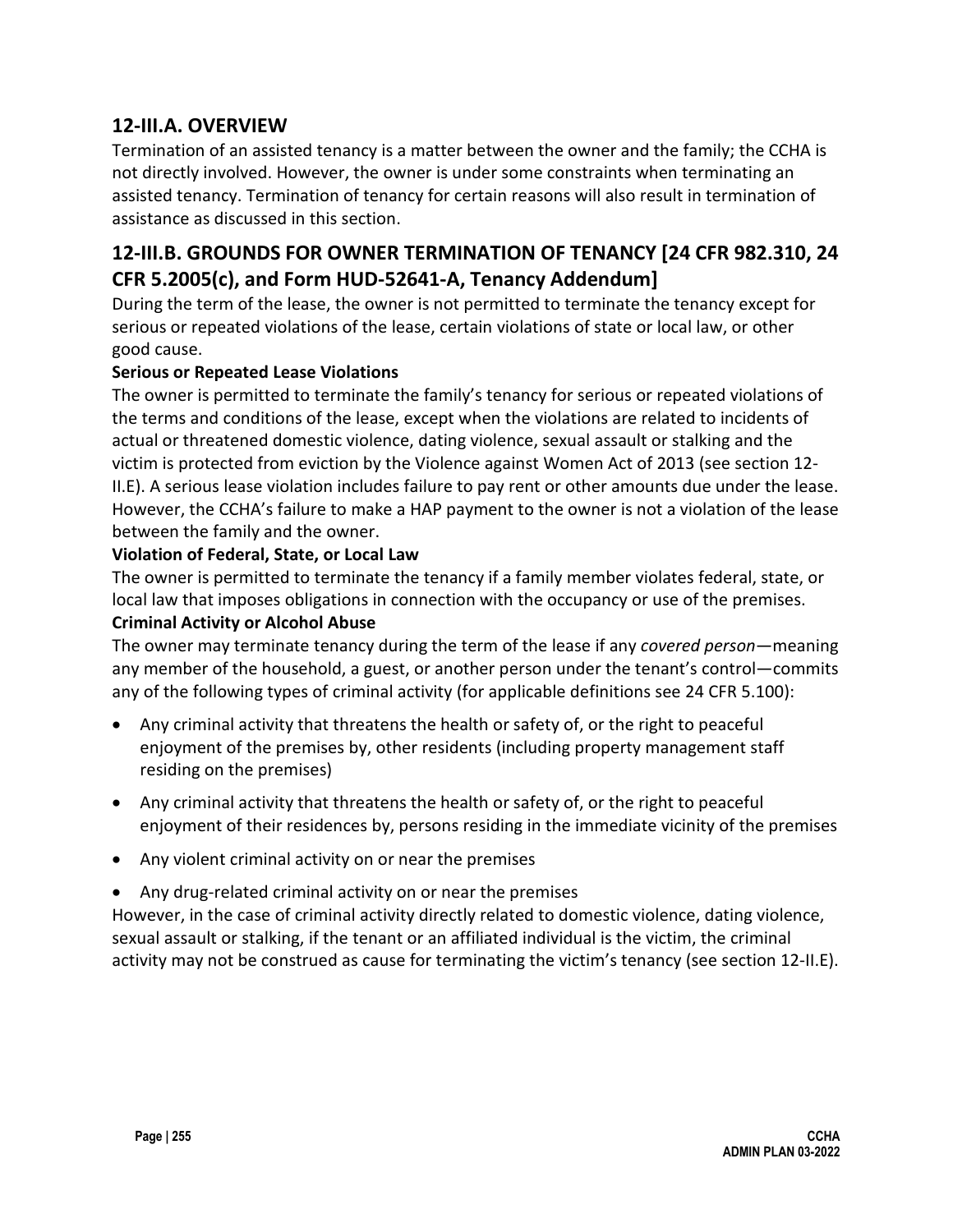## 12-III.A. OVERVIEW

Termination of an assisted tenancy is a matter between the owner and the family; the CCHA is not directly involved. However, the owner is under some constraints when terminating an assisted tenancy. Termination of tenancy for certain reasons will also result in termination of assistance as discussed in this section.

## 12-III.B. GROUNDS FOR OWNER TERMINATION OF TENANCY [24 CFR 982.310, 24 CFR 5.2005(c), and Form HUD-52641-A, Tenancy Addendum]

During the term of the lease, the owner is not permitted to terminate the tenancy except for serious or repeated violations of the lease, certain violations of state or local law, or other good cause.

**Serious or Repeated Lease Violations**

The owner is permitted to terminate the family's tenancy for serious or repeated violations of the terms and conditions of the lease, except when the violations are related to incidents of actual or threatened domestic violence, dating violence, sexual assault or stalking and the victim is protected from eviction by the Violence against Women Act of 2013 (see section 12-II.E). A serious lease violation includes failure to pay rent or other amounts due under the lease. However, the CCHA's failure to make a HAP payment to the owner is not a violation of the lease between the family and the owner.

**Violation of Federal, State, or Local Law**

The owner is permitted to terminate the tenancy if a family member violates federal, state, or local law that imposes obligations in connection with the occupancy or use of the premises.

**Criminal Activity or Alcohol Abuse**

The owner may terminate tenancy during the term of the lease if any *covered person*—meaning any member of the household, a guest, or another person under the tenant's control—commits any of the following types of criminal activity (for applicable definitions see 24 CFR 5.100):

- Any criminal activity that threatens the health or safety of, or the right to peaceful enjoyment of the premises by, other residents (including property management staff residing on the premises)
- Any criminal activity that threatens the health or safety of, or the right to peaceful enjoyment of their residences by, persons residing in the immediate vicinity of the premises
- Any violent criminal activity on or near the premises
- Any drug-related criminal activity on or near the premises

However, in the case of criminal activity directly related to domestic violence, dating violence, sexual assault or stalking, if the tenant or an affiliated individual is the victim, the criminal activity may not be construed as cause for terminating the victim's tenancy (see section 12-II.E).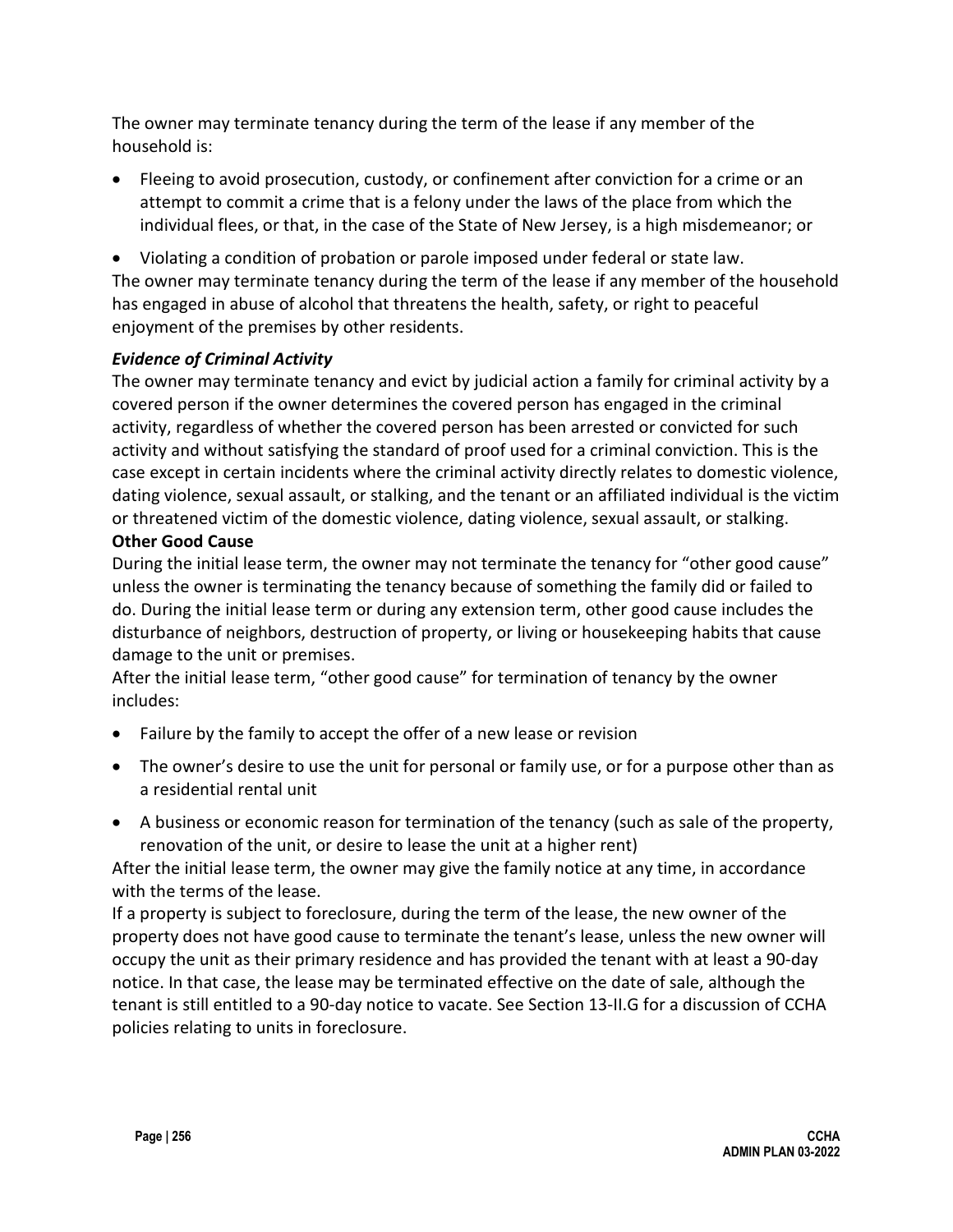The owner may terminate tenancy during the term of the lease if any member of the household is:

- Fleeing to avoid prosecution, custody, or confinement after conviction for a crime or an attempt to commit a crime that is a felony under the laws of the place from which the individual flees, or that, in the case of the State of New Jersey, is a high misdemeanor; or
- Violating a condition of probation or parole imposed under federal or state law.

The owner may terminate tenancy during the term of the lease if any member of the household has engaged in abuse of alcohol that threatens the health, safety, or right to peaceful enjoyment of the premises by other residents.

***Evidence of Criminal Activity***

The owner may terminate tenancy and evict by judicial action a family for criminal activity by a covered person if the owner determines the covered person has engaged in the criminal activity, regardless of whether the covered person has been arrested or convicted for such activity and without satisfying the standard of proof used for a criminal conviction. This is the case except in certain incidents where the criminal activity directly relates to domestic violence, dating violence, sexual assault, or stalking, and the tenant or an affiliated individual is the victim or threatened victim of the domestic violence, dating violence, sexual assault, or stalking.

**Other Good Cause**

During the initial lease term, the owner may not terminate the tenancy for "other good cause" unless the owner is terminating the tenancy because of something the family did or failed to do. During the initial lease term or during any extension term, other good cause includes the disturbance of neighbors, destruction of property, or living or housekeeping habits that cause damage to the unit or premises.

After the initial lease term, "other good cause" for termination of tenancy by the owner includes:

- Failure by the family to accept the offer of a new lease or revision
- The owner's desire to use the unit for personal or family use, or for a purpose other than as a residential rental unit
- A business or economic reason for termination of the tenancy (such as sale of the property, renovation of the unit, or desire to lease the unit at a higher rent)

After the initial lease term, the owner may give the family notice at any time, in accordance with the terms of the lease.

If a property is subject to foreclosure, during the term of the lease, the new owner of the property does not have good cause to terminate the tenant's lease, unless the new owner will occupy the unit as their primary residence and has provided the tenant with at least a 90-day notice. In that case, the lease may be terminated effective on the date of sale, although the tenant is still entitled to a 90-day notice to vacate. See Section 13-II.G for a discussion of CCHA policies relating to units in foreclosure.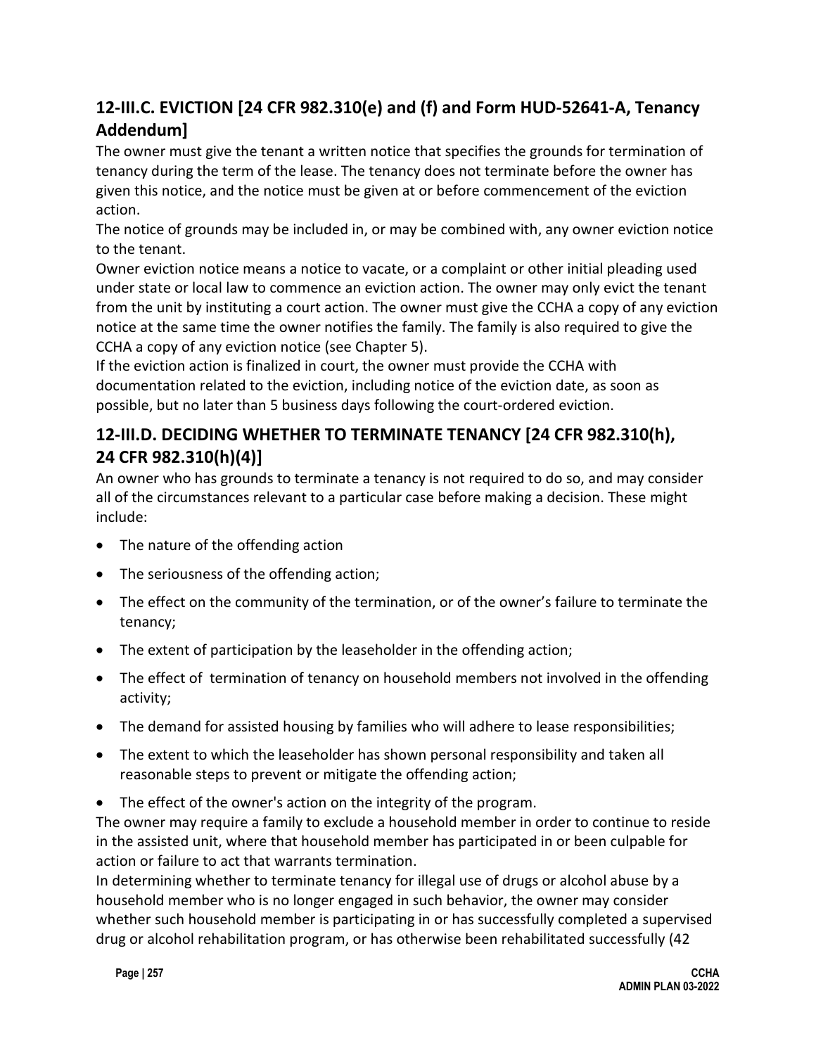## 12-III.C. EVICTION [24 CFR 982.310(e) and (f) and Form HUD-52641-A, Tenancy Addendum]

The owner must give the tenant a written notice that specifies the grounds for termination of tenancy during the term of the lease. The tenancy does not terminate before the owner has given this notice, and the notice must be given at or before commencement of the eviction action.

The notice of grounds may be included in, or may be combined with, any owner eviction notice to the tenant.

Owner eviction notice means a notice to vacate, or a complaint or other initial pleading used under state or local law to commence an eviction action. The owner may only evict the tenant from the unit by instituting a court action. The owner must give the CCHA a copy of any eviction notice at the same time the owner notifies the family. The family is also required to give the CCHA a copy of any eviction notice (see Chapter 5).

If the eviction action is finalized in court, the owner must provide the CCHA with documentation related to the eviction, including notice of the eviction date, as soon as possible, but no later than 5 business days following the court-ordered eviction.

## 12-III.D. DECIDING WHETHER TO TERMINATE TENANCY [24 CFR 982.310(h), 24 CFR 982.310(h)(4)]

An owner who has grounds to terminate a tenancy is not required to do so, and may consider all of the circumstances relevant to a particular case before making a decision. These might include:

- The nature of the offending action
- The seriousness of the offending action;
- The effect on the community of the termination, or of the owner's failure to terminate the tenancy;
- The extent of participation by the leaseholder in the offending action;
- The effect of termination of tenancy on household members not involved in the offending activity;
- The demand for assisted housing by families who will adhere to lease responsibilities;
- The extent to which the leaseholder has shown personal responsibility and taken all reasonable steps to prevent or mitigate the offending action;
- The effect of the owner's action on the integrity of the program.

The owner may require a family to exclude a household member in order to continue to reside in the assisted unit, where that household member has participated in or been culpable for action or failure to act that warrants termination.

In determining whether to terminate tenancy for illegal use of drugs or alcohol abuse by a household member who is no longer engaged in such behavior, the owner may consider whether such household member is participating in or has successfully completed a supervised drug or alcohol rehabilitation program, or has otherwise been rehabilitated successfully (42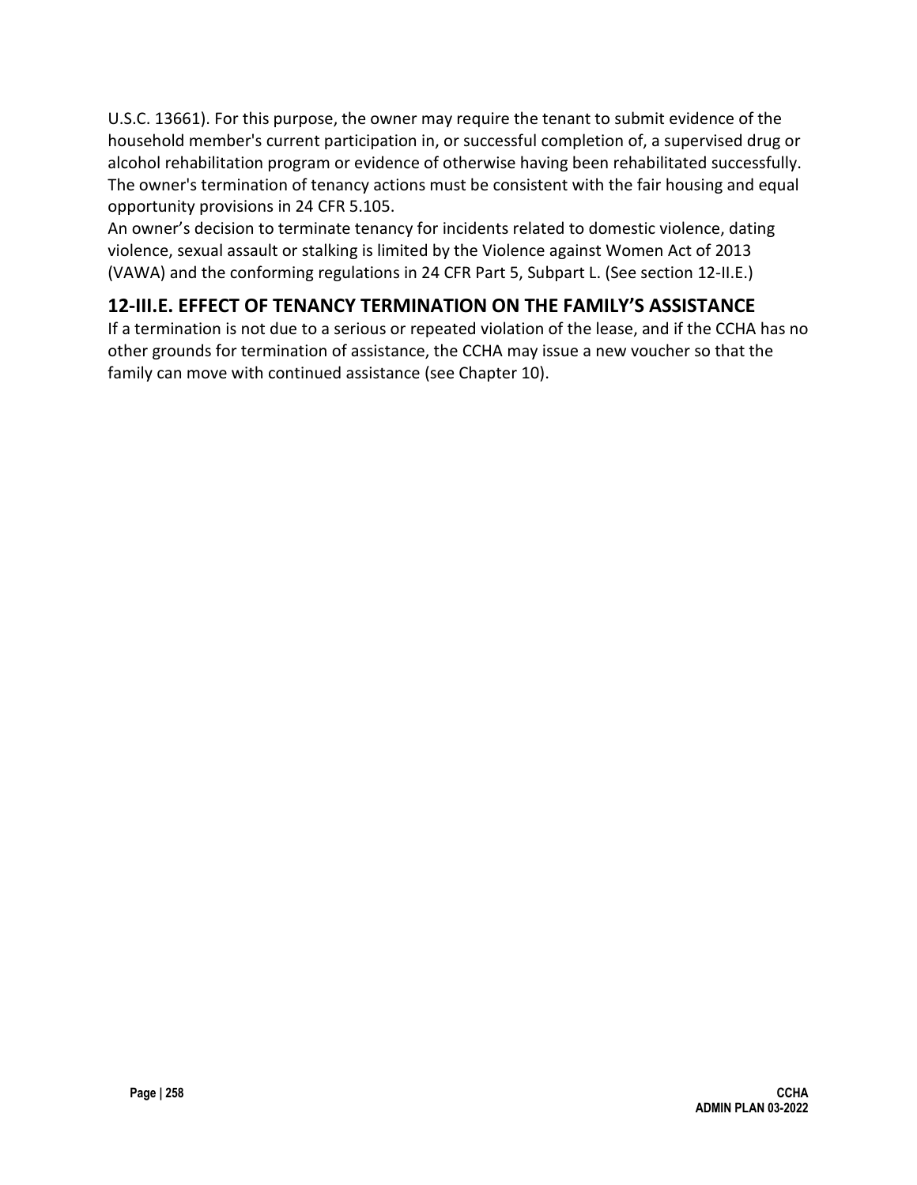U.S.C. 13661). For this purpose, the owner may require the tenant to submit evidence of the household member's current participation in, or successful completion of, a supervised drug or alcohol rehabilitation program or evidence of otherwise having been rehabilitated successfully. The owner's termination of tenancy actions must be consistent with the fair housing and equal opportunity provisions in 24 CFR 5.105.

An owner's decision to terminate tenancy for incidents related to domestic violence, dating violence, sexual assault or stalking is limited by the Violence against Women Act of 2013 (VAWA) and the conforming regulations in 24 CFR Part 5, Subpart L. (See section 12-II.E.)

## 12-III.E. EFFECT OF TENANCY TERMINATION ON THE FAMILY'S ASSISTANCE

If a termination is not due to a serious or repeated violation of the lease, and if the CCHA has no other grounds for termination of assistance, the CCHA may issue a new voucher so that the family can move with continued assistance (see Chapter 10).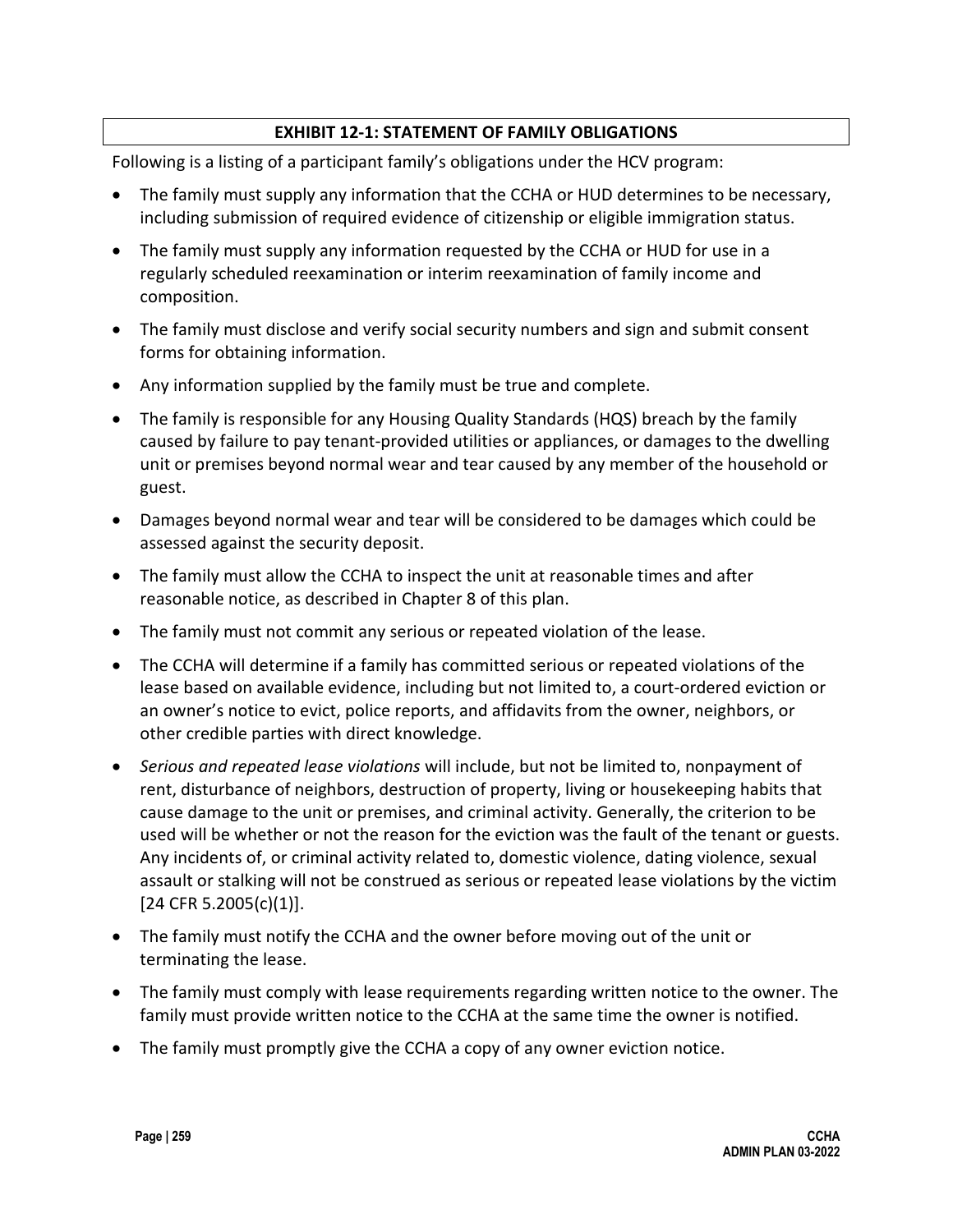## EXHIBIT 12-1: STATEMENT OF FAMILY OBLIGATIONS

Following is a listing of a participant family's obligations under the HCV program:

- The family must supply any information that the CCHA or HUD determines to be necessary, including submission of required evidence of citizenship or eligible immigration status.
- The family must supply any information requested by the CCHA or HUD for use in a regularly scheduled reexamination or interim reexamination of family income and composition.
- The family must disclose and verify social security numbers and sign and submit consent forms for obtaining information.
- Any information supplied by the family must be true and complete.
- The family is responsible for any Housing Quality Standards (HQS) breach by the family caused by failure to pay tenant-provided utilities or appliances, or damages to the dwelling unit or premises beyond normal wear and tear caused by any member of the household or guest.
- Damages beyond normal wear and tear will be considered to be damages which could be assessed against the security deposit.
- The family must allow the CCHA to inspect the unit at reasonable times and after reasonable notice, as described in Chapter 8 of this plan.
- The family must not commit any serious or repeated violation of the lease.
- The CCHA will determine if a family has committed serious or repeated violations of the lease based on available evidence, including but not limited to, a court-ordered eviction or an owner's notice to evict, police reports, and affidavits from the owner, neighbors, or other credible parties with direct knowledge.
- *Serious and repeated lease violations* will include, but not be limited to, nonpayment of rent, disturbance of neighbors, destruction of property, living or housekeeping habits that cause damage to the unit or premises, and criminal activity. Generally, the criterion to be used will be whether or not the reason for the eviction was the fault of the tenant or guests. Any incidents of, or criminal activity related to, domestic violence, dating violence, sexual assault or stalking will not be construed as serious or repeated lease violations by the victim [24 CFR 5.2005(c)(1)].
- The family must notify the CCHA and the owner before moving out of the unit or terminating the lease.
- The family must comply with lease requirements regarding written notice to the owner. The family must provide written notice to the CCHA at the same time the owner is notified.
- The family must promptly give the CCHA a copy of any owner eviction notice.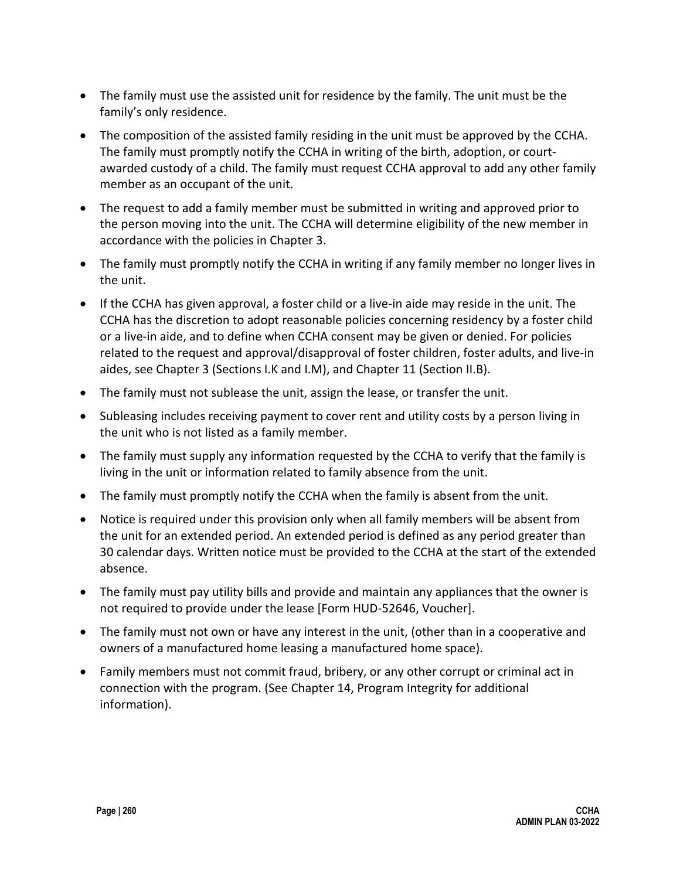- The family must use the assisted unit for residence by the family. The unit must be the family's only residence.
- The composition of the assisted family residing in the unit must be approved by the CCHA. The family must promptly notify the CCHA in writing of the birth, adoption, or court-awarded custody of a child. The family must request CCHA approval to add any other family member as an occupant of the unit.
- The request to add a family member must be submitted in writing and approved prior to the person moving into the unit. The CCHA will determine eligibility of the new member in accordance with the policies in Chapter 3.
- The family must promptly notify the CCHA in writing if any family member no longer lives in the unit.
- If the CCHA has given approval, a foster child or a live-in aide may reside in the unit. The CCHA has the discretion to adopt reasonable policies concerning residency by a foster child or a live-in aide, and to define when CCHA consent may be given or denied. For policies related to the request and approval/disapproval of foster children, foster adults, and live-in aides, see Chapter 3 (Sections I.K and I.M), and Chapter 11 (Section II.B).
- The family must not sublease the unit, assign the lease, or transfer the unit.
- Subleasing includes receiving payment to cover rent and utility costs by a person living in the unit who is not listed as a family member.
- The family must supply any information requested by the CCHA to verify that the family is living in the unit or information related to family absence from the unit.
- The family must promptly notify the CCHA when the family is absent from the unit.
- Notice is required under this provision only when all family members will be absent from the unit for an extended period. An extended period is defined as any period greater than 30 calendar days. Written notice must be provided to the CCHA at the start of the extended absence.
- The family must pay utility bills and provide and maintain any appliances that the owner is not required to provide under the lease [Form HUD-52646, Voucher].
- The family must not own or have any interest in the unit, (other than in a cooperative and owners of a manufactured home leasing a manufactured home space).
- Family members must not commit fraud, bribery, or any other corrupt or criminal act in connection with the program. (See Chapter 14, Program Integrity for additional information).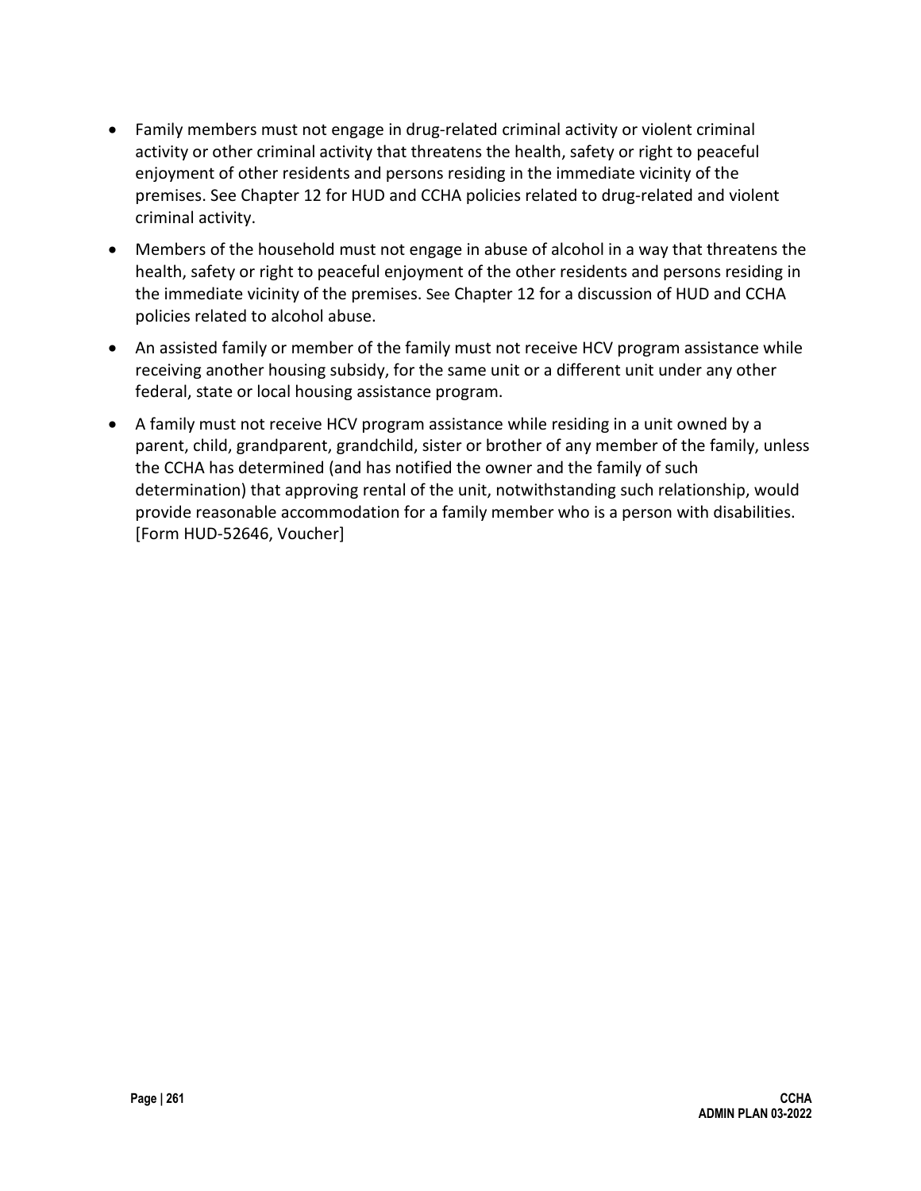- Family members must not engage in drug-related criminal activity or violent criminal activity or other criminal activity that threatens the health, safety or right to peaceful enjoyment of other residents and persons residing in the immediate vicinity of the premises. See Chapter 12 for HUD and CCHA policies related to drug-related and violent criminal activity.
- Members of the household must not engage in abuse of alcohol in a way that threatens the health, safety or right to peaceful enjoyment of the other residents and persons residing in the immediate vicinity of the premises. See Chapter 12 for a discussion of HUD and CCHA policies related to alcohol abuse.
- An assisted family or member of the family must not receive HCV program assistance while receiving another housing subsidy, for the same unit or a different unit under any other federal, state or local housing assistance program.
- A family must not receive HCV program assistance while residing in a unit owned by a parent, child, grandparent, grandchild, sister or brother of any member of the family, unless the CCHA has determined (and has notified the owner and the family of such determination) that approving rental of the unit, notwithstanding such relationship, would provide reasonable accommodation for a family member who is a person with disabilities. [Form HUD-52646, Voucher]